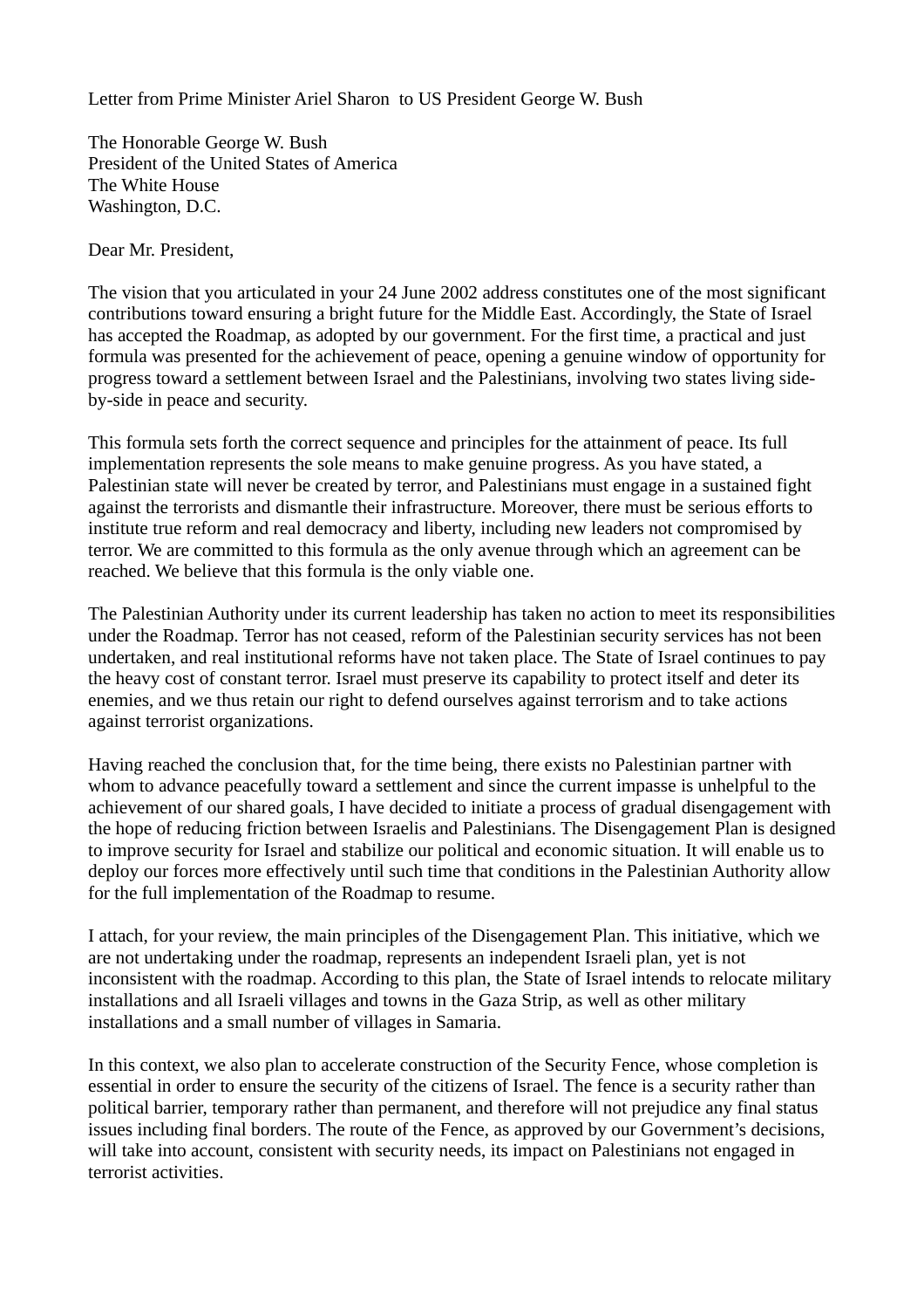Letter from Prime Minister Ariel Sharon to US President George W. Bush

The Honorable George W. Bush
President of the United States of America
The White House
Washington, D.C.

Dear Mr. President,

The vision that you articulated in your 24 June 2002 address constitutes one of the most significant contributions toward ensuring a bright future for the Middle East. Accordingly, the State of Israel has accepted the Roadmap, as adopted by our government. For the first time, a practical and just formula was presented for the achievement of peace, opening a genuine window of opportunity for progress toward a settlement between Israel and the Palestinians, involving two states living side-by-side in peace and security.

This formula sets forth the correct sequence and principles for the attainment of peace. Its full implementation represents the sole means to make genuine progress. As you have stated, a Palestinian state will never be created by terror, and Palestinians must engage in a sustained fight against the terrorists and dismantle their infrastructure. Moreover, there must be serious efforts to institute true reform and real democracy and liberty, including new leaders not compromised by terror. We are committed to this formula as the only avenue through which an agreement can be reached. We believe that this formula is the only viable one.

The Palestinian Authority under its current leadership has taken no action to meet its responsibilities under the Roadmap. Terror has not ceased, reform of the Palestinian security services has not been undertaken, and real institutional reforms have not taken place. The State of Israel continues to pay the heavy cost of constant terror. Israel must preserve its capability to protect itself and deter its enemies, and we thus retain our right to defend ourselves against terrorism and to take actions against terrorist organizations.

Having reached the conclusion that, for the time being, there exists no Palestinian partner with whom to advance peacefully toward a settlement and since the current impasse is unhelpful to the achievement of our shared goals, I have decided to initiate a process of gradual disengagement with the hope of reducing friction between Israelis and Palestinians. The Disengagement Plan is designed to improve security for Israel and stabilize our political and economic situation. It will enable us to deploy our forces more effectively until such time that conditions in the Palestinian Authority allow for the full implementation of the Roadmap to resume.

I attach, for your review, the main principles of the Disengagement Plan. This initiative, which we are not undertaking under the roadmap, represents an independent Israeli plan, yet is not inconsistent with the roadmap. According to this plan, the State of Israel intends to relocate military installations and all Israeli villages and towns in the Gaza Strip, as well as other military installations and a small number of villages in Samaria.

In this context, we also plan to accelerate construction of the Security Fence, whose completion is essential in order to ensure the security of the citizens of Israel. The fence is a security rather than political barrier, temporary rather than permanent, and therefore will not prejudice any final status issues including final borders. The route of the Fence, as approved by our Government's decisions, will take into account, consistent with security needs, its impact on Palestinians not engaged in terrorist activities.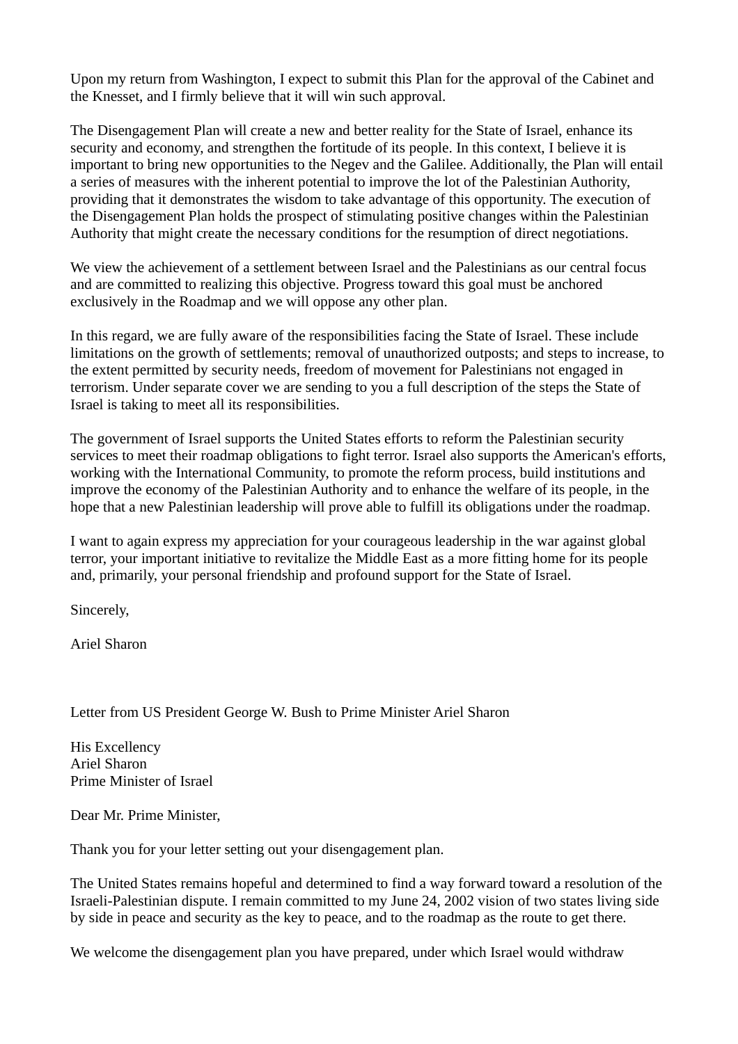Upon my return from Washington, I expect to submit this Plan for the approval of the Cabinet and the Knesset, and I firmly believe that it will win such approval.

The Disengagement Plan will create a new and better reality for the State of Israel, enhance its security and economy, and strengthen the fortitude of its people. In this context, I believe it is important to bring new opportunities to the Negev and the Galilee. Additionally, the Plan will entail a series of measures with the inherent potential to improve the lot of the Palestinian Authority, providing that it demonstrates the wisdom to take advantage of this opportunity. The execution of the Disengagement Plan holds the prospect of stimulating positive changes within the Palestinian Authority that might create the necessary conditions for the resumption of direct negotiations.

We view the achievement of a settlement between Israel and the Palestinians as our central focus and are committed to realizing this objective. Progress toward this goal must be anchored exclusively in the Roadmap and we will oppose any other plan.

In this regard, we are fully aware of the responsibilities facing the State of Israel. These include limitations on the growth of settlements; removal of unauthorized outposts; and steps to increase, to the extent permitted by security needs, freedom of movement for Palestinians not engaged in terrorism. Under separate cover we are sending to you a full description of the steps the State of Israel is taking to meet all its responsibilities.

The government of Israel supports the United States efforts to reform the Palestinian security services to meet their roadmap obligations to fight terror. Israel also supports the American's efforts, working with the International Community, to promote the reform process, build institutions and improve the economy of the Palestinian Authority and to enhance the welfare of its people, in the hope that a new Palestinian leadership will prove able to fulfill its obligations under the roadmap.

I want to again express my appreciation for your courageous leadership in the war against global terror, your important initiative to revitalize the Middle East as a more fitting home for its people and, primarily, your personal friendship and profound support for the State of Israel.

Sincerely,

Ariel Sharon

Letter from US President George W. Bush to Prime Minister Ariel Sharon

His Excellency
Ariel Sharon
Prime Minister of Israel

Dear Mr. Prime Minister,

Thank you for your letter setting out your disengagement plan.

The United States remains hopeful and determined to find a way forward toward a resolution of the Israeli-Palestinian dispute. I remain committed to my June 24, 2002 vision of two states living side by side in peace and security as the key to peace, and to the roadmap as the route to get there.

We welcome the disengagement plan you have prepared, under which Israel would withdraw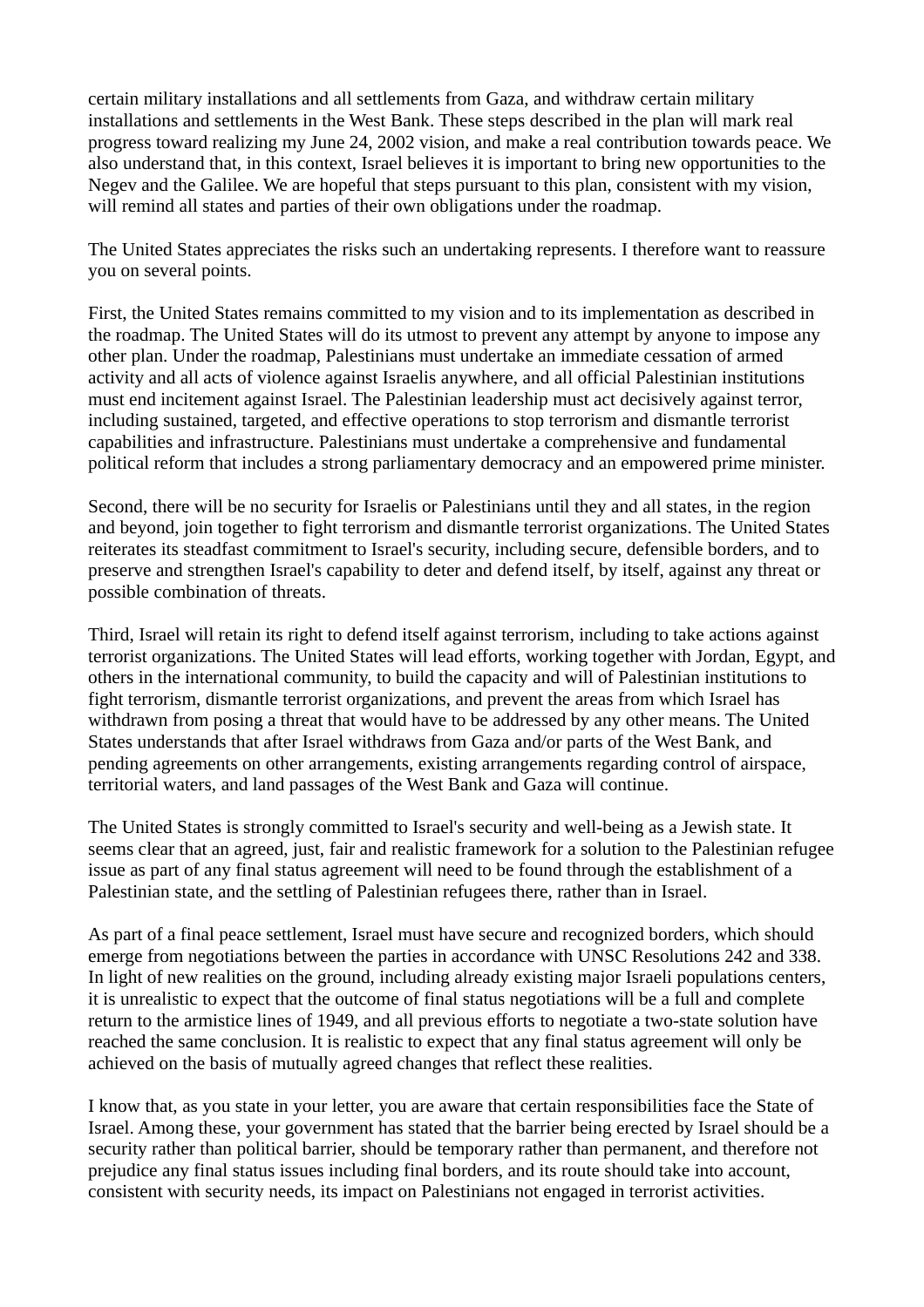certain military installations and all settlements from Gaza, and withdraw certain military installations and settlements in the West Bank. These steps described in the plan will mark real progress toward realizing my June 24, 2002 vision, and make a real contribution towards peace. We also understand that, in this context, Israel believes it is important to bring new opportunities to the Negev and the Galilee. We are hopeful that steps pursuant to this plan, consistent with my vision, will remind all states and parties of their own obligations under the roadmap.

The United States appreciates the risks such an undertaking represents. I therefore want to reassure you on several points.

First, the United States remains committed to my vision and to its implementation as described in the roadmap. The United States will do its utmost to prevent any attempt by anyone to impose any other plan. Under the roadmap, Palestinians must undertake an immediate cessation of armed activity and all acts of violence against Israelis anywhere, and all official Palestinian institutions must end incitement against Israel. The Palestinian leadership must act decisively against terror, including sustained, targeted, and effective operations to stop terrorism and dismantle terrorist capabilities and infrastructure. Palestinians must undertake a comprehensive and fundamental political reform that includes a strong parliamentary democracy and an empowered prime minister.

Second, there will be no security for Israelis or Palestinians until they and all states, in the region and beyond, join together to fight terrorism and dismantle terrorist organizations. The United States reiterates its steadfast commitment to Israel's security, including secure, defensible borders, and to preserve and strengthen Israel's capability to deter and defend itself, by itself, against any threat or possible combination of threats.

Third, Israel will retain its right to defend itself against terrorism, including to take actions against terrorist organizations. The United States will lead efforts, working together with Jordan, Egypt, and others in the international community, to build the capacity and will of Palestinian institutions to fight terrorism, dismantle terrorist organizations, and prevent the areas from which Israel has withdrawn from posing a threat that would have to be addressed by any other means. The United States understands that after Israel withdraws from Gaza and/or parts of the West Bank, and pending agreements on other arrangements, existing arrangements regarding control of airspace, territorial waters, and land passages of the West Bank and Gaza will continue.

The United States is strongly committed to Israel's security and well-being as a Jewish state. It seems clear that an agreed, just, fair and realistic framework for a solution to the Palestinian refugee issue as part of any final status agreement will need to be found through the establishment of a Palestinian state, and the settling of Palestinian refugees there, rather than in Israel.

As part of a final peace settlement, Israel must have secure and recognized borders, which should emerge from negotiations between the parties in accordance with UNSC Resolutions 242 and 338. In light of new realities on the ground, including already existing major Israeli populations centers, it is unrealistic to expect that the outcome of final status negotiations will be a full and complete return to the armistice lines of 1949, and all previous efforts to negotiate a two-state solution have reached the same conclusion. It is realistic to expect that any final status agreement will only be achieved on the basis of mutually agreed changes that reflect these realities.

I know that, as you state in your letter, you are aware that certain responsibilities face the State of Israel. Among these, your government has stated that the barrier being erected by Israel should be a security rather than political barrier, should be temporary rather than permanent, and therefore not prejudice any final status issues including final borders, and its route should take into account, consistent with security needs, its impact on Palestinians not engaged in terrorist activities.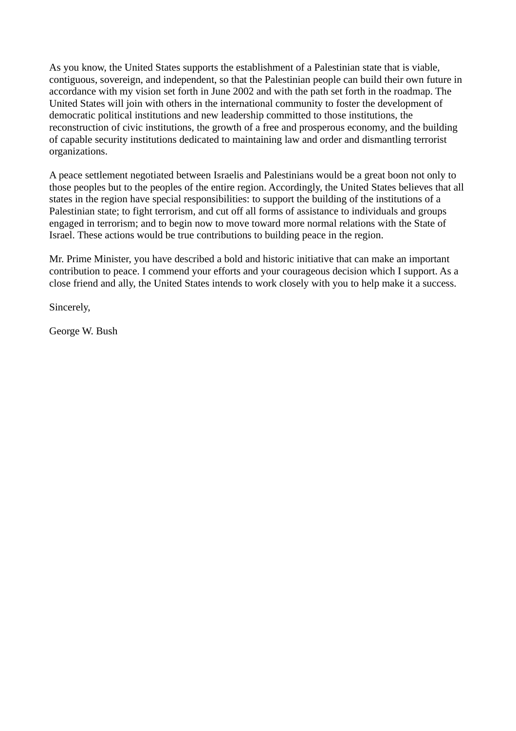As you know, the United States supports the establishment of a Palestinian state that is viable, contiguous, sovereign, and independent, so that the Palestinian people can build their own future in accordance with my vision set forth in June 2002 and with the path set forth in the roadmap. The United States will join with others in the international community to foster the development of democratic political institutions and new leadership committed to those institutions, the reconstruction of civic institutions, the growth of a free and prosperous economy, and the building of capable security institutions dedicated to maintaining law and order and dismantling terrorist organizations.

A peace settlement negotiated between Israelis and Palestinians would be a great boon not only to those peoples but to the peoples of the entire region. Accordingly, the United States believes that all states in the region have special responsibilities: to support the building of the institutions of a Palestinian state; to fight terrorism, and cut off all forms of assistance to individuals and groups engaged in terrorism; and to begin now to move toward more normal relations with the State of Israel. These actions would be true contributions to building peace in the region.

Mr. Prime Minister, you have described a bold and historic initiative that can make an important contribution to peace. I commend your efforts and your courageous decision which I support. As a close friend and ally, the United States intends to work closely with you to help make it a success.

Sincerely,

George W. Bush